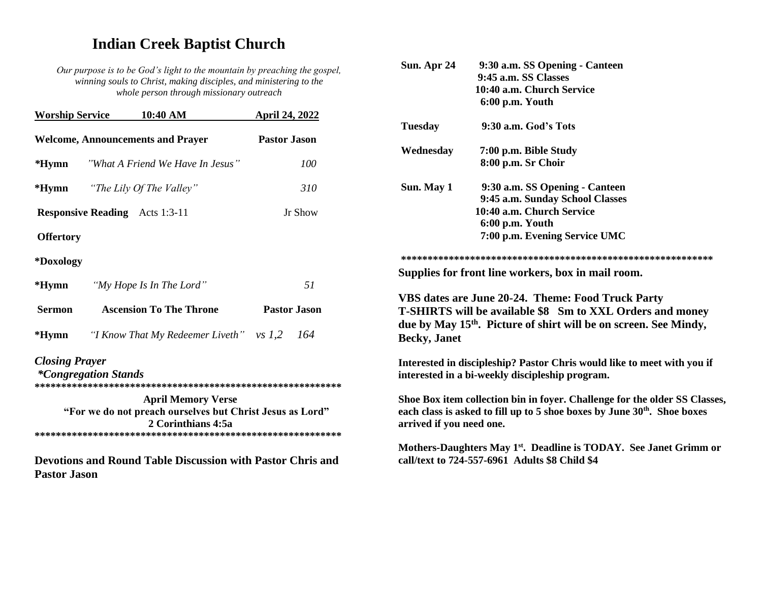# Indian Creek Baptist Church

*Our purpose is to be God's light to the mountain by preaching the gospel, winning souls to Christ, making disciples, and ministering to the whole person through missionary outreach*

| **Worship Service** | **10:40 AM** | **April 24, 2022** |
|---|---|---|
| **Welcome, Announcements and Prayer** | | **Pastor Jason** |
| ***Hymn** | *"What A Friend We Have In Jesus"* | *100* |
| ***Hymn** | *"The Lily Of The Valley"* | *310* |
| **Responsive Reading** | Acts 1:3-11 | Jr Show |
| **Offertory** | | |
| ***Doxology** | | |
| ***Hymn** | *"My Hope Is In The Lord"* | *51* |
| **Sermon** | **Ascension To The Throne** | **Pastor Jason** |
| ***Hymn** | *"I Know That My Redeemer Liveth"* *vs 1,2* | *164* |

***Closing Prayer***

***\*Congregation Stands***

************************************************************

**April Memory Verse**

**"For we do not preach ourselves but Christ Jesus as Lord"**

**2 Corinthians 4:5a**

************************************************************

**Devotions and Round Table Discussion with Pastor Chris and Pastor Jason**

| | |
|---|---|
| **Sun. Apr 24** | **9:30 a.m. SS Opening - Canteen**<br>**9:45 a.m. SS Classes**<br>**10:40 a.m. Church Service**<br>**6:00 p.m. Youth** |
| **Tuesday** | **9:30 a.m. God's Tots** |
| **Wednesday** | **7:00 p.m. Bible Study**<br>**8:00 p.m. Sr Choir** |
| **Sun. May 1** | **9:30 a.m. SS Opening - Canteen**<br>**9:45 a.m. Sunday School Classes**<br>**10:40 a.m. Church Service**<br>**6:00 p.m. Youth**<br>**7:00 p.m. Evening Service UMC** |

************************************************************

**Supplies for front line workers, box in mail room.**

**VBS dates are June 20-24. Theme: Food Truck Party**
**T-SHIRTS will be available $8 Sm to XXL Orders and money due by May 15th. Picture of shirt will be on screen. See Mindy, Becky, Janet**

**Interested in discipleship? Pastor Chris would like to meet with you if interested in a bi-weekly discipleship program.**

**Shoe Box item collection bin in foyer. Challenge for the older SS Classes, each class is asked to fill up to 5 shoe boxes by June 30th. Shoe boxes arrived if you need one.**

**Mothers-Daughters May 1st. Deadline is TODAY. See Janet Grimm or call/text to 724-557-6961 Adults $8 Child $4**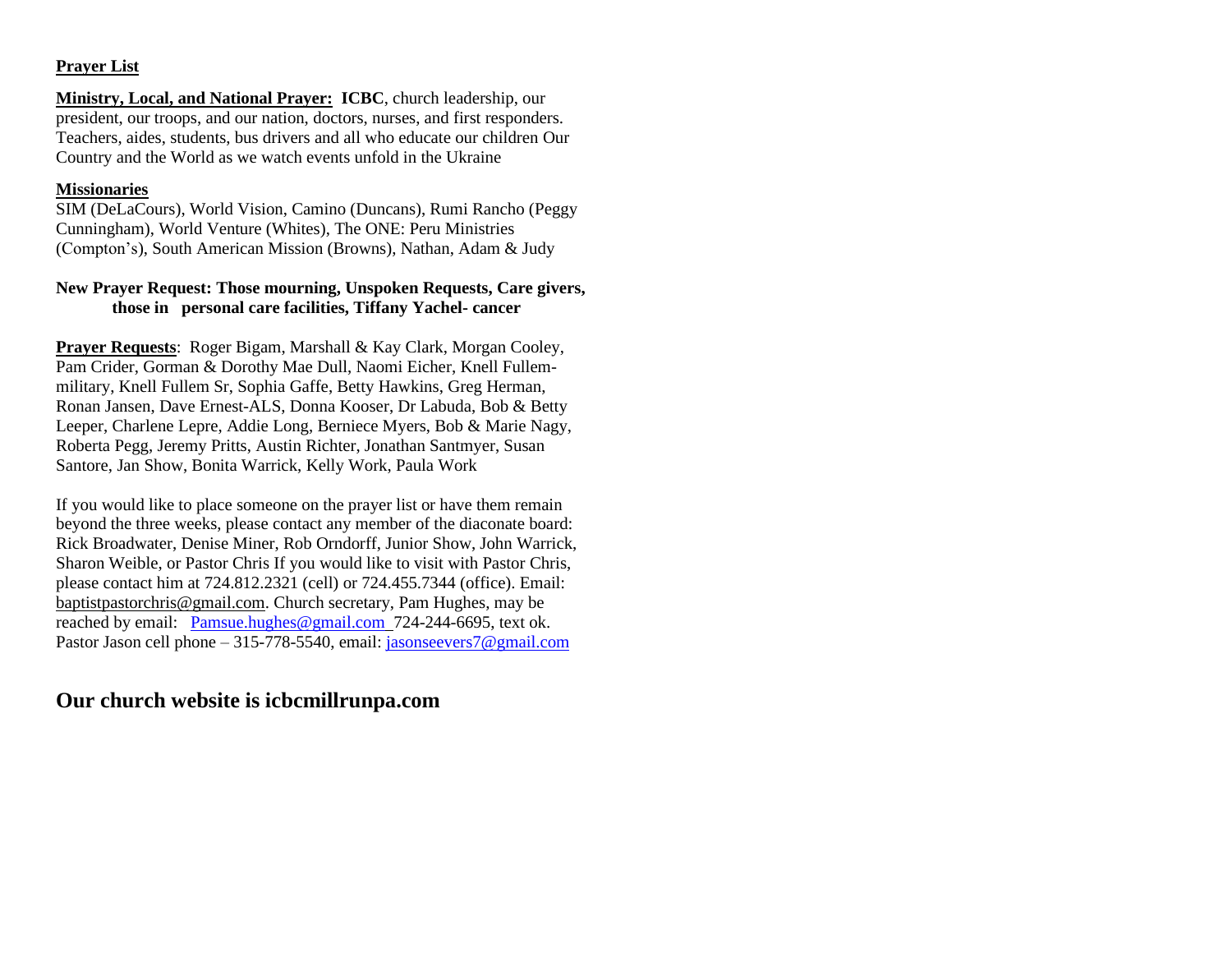**Prayer List**

**Ministry, Local, and National Prayer: ICBC**, church leadership, our president, our troops, and our nation, doctors, nurses, and first responders. Teachers, aides, students, bus drivers and all who educate our children Our Country and the World as we watch events unfold in the Ukraine

**Missionaries**

SIM (DeLaCours), World Vision, Camino (Duncans), Rumi Rancho (Peggy Cunningham), World Venture (Whites), The ONE: Peru Ministries (Compton's), South American Mission (Browns), Nathan, Adam & Judy

**New Prayer Request: Those mourning, Unspoken Requests, Care givers, those in personal care facilities, Tiffany Yachel- cancer**

**Prayer Requests**: Roger Bigam, Marshall & Kay Clark, Morgan Cooley, Pam Crider, Gorman & Dorothy Mae Dull, Naomi Eicher, Knell Fullem-military, Knell Fullem Sr, Sophia Gaffe, Betty Hawkins, Greg Herman, Ronan Jansen, Dave Ernest-ALS, Donna Kooser, Dr Labuda, Bob & Betty Leeper, Charlene Lepre, Addie Long, Berniece Myers, Bob & Marie Nagy, Roberta Pegg, Jeremy Pritts, Austin Richter, Jonathan Santmyer, Susan Santore, Jan Show, Bonita Warrick, Kelly Work, Paula Work

If you would like to place someone on the prayer list or have them remain beyond the three weeks, please contact any member of the diaconate board: Rick Broadwater, Denise Miner, Rob Orndorff, Junior Show, John Warrick, Sharon Weible, or Pastor Chris If you would like to visit with Pastor Chris, please contact him at 724.812.2321 (cell) or 724.455.7344 (office). Email: baptistpastorchris@gmail.com. Church secretary, Pam Hughes, may be reached by email: Pamsue.hughes@gmail.com 724-244-6695, text ok. Pastor Jason cell phone – 315-778-5540, email: jasonseevers7@gmail.com

## Our church website is icbcmillrunpa.com